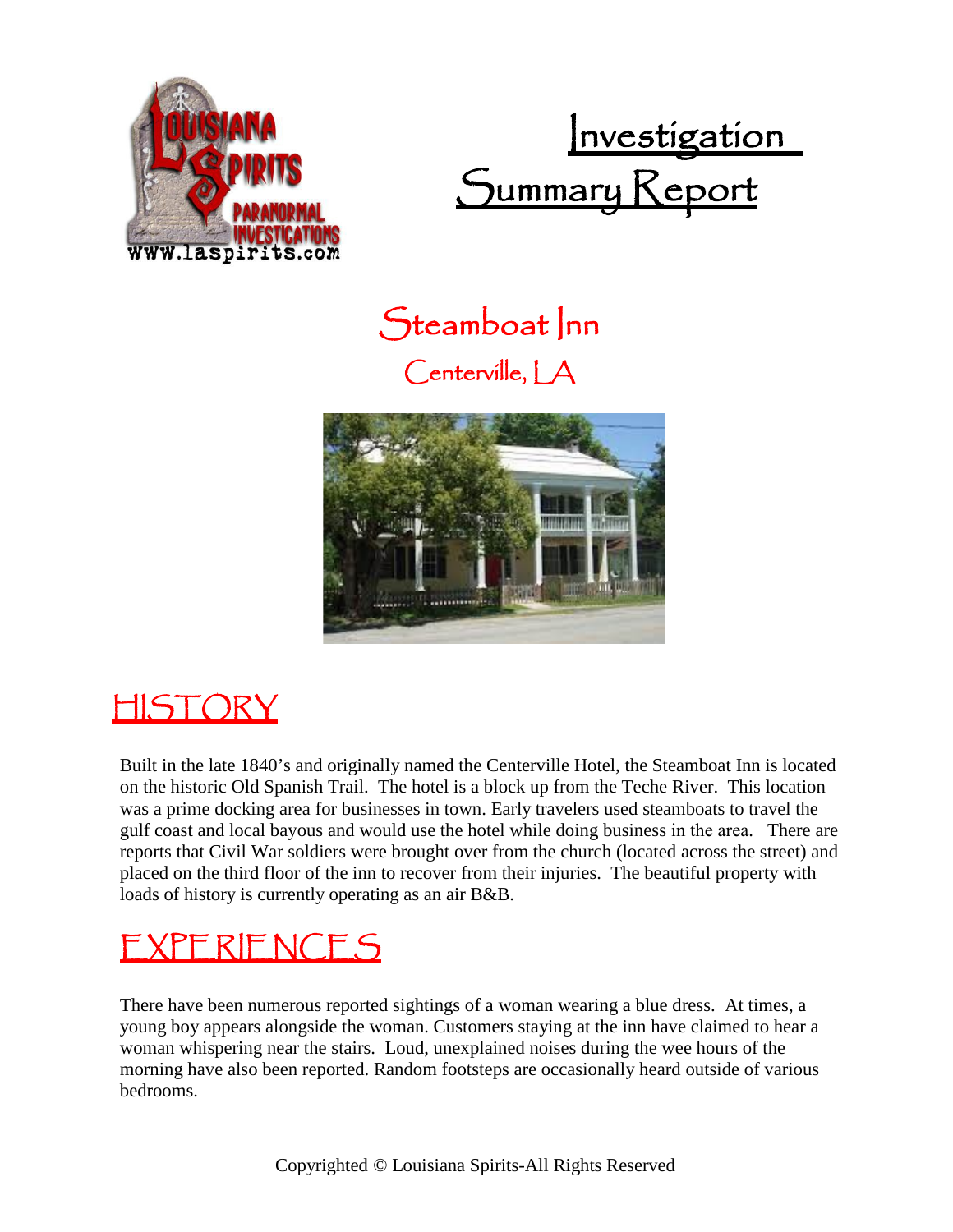# Investigation Summary Report

## Steamboat Inn

### Centerville, LA

## HISTORY

Built in the late 1840's and originally named the Centerville Hotel, the Steamboat Inn is located on the historic Old Spanish Trail. The hotel is a block up from the Teche River. This location was a prime docking area for businesses in town. Early travelers used steamboats to travel the gulf coast and local bayous and would use the hotel while doing business in the area. There are reports that Civil War soldiers were brought over from the church (located across the street) and placed on the third floor of the inn to recover from their injuries. The beautiful property with loads of history is currently operating as an air B&B.

## EXPERIENCES

There have been numerous reported sightings of a woman wearing a blue dress. At times, a young boy appears alongside the woman. Customers staying at the inn have claimed to hear a woman whispering near the stairs. Loud, unexplained noises during the wee hours of the morning have also been reported. Random footsteps are occasionally heard outside of various bedrooms.

Copyrighted © Louisiana Spirits-All Rights Reserved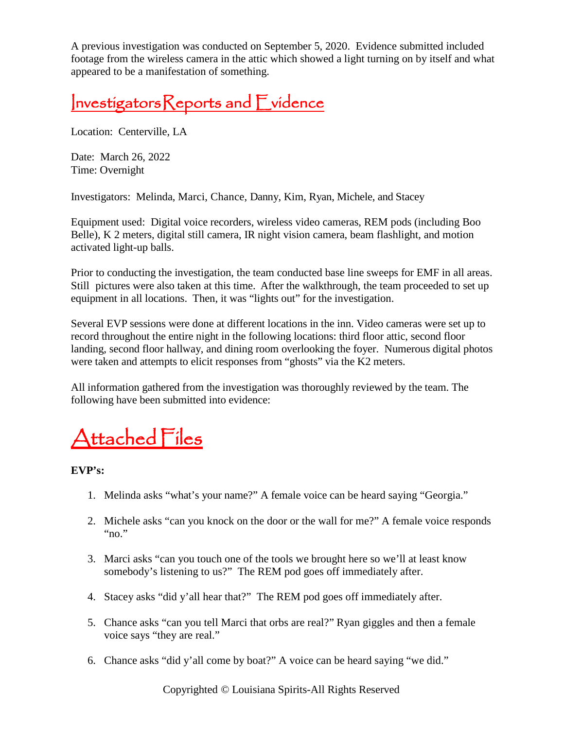A previous investigation was conducted on September 5, 2020. Evidence submitted included footage from the wireless camera in the attic which showed a light turning on by itself and what appeared to be a manifestation of something.

## Investigators Reports and Evidence

Location: Centerville, LA

Date: March 26, 2022
Time: Overnight

Investigators: Melinda, Marci, Chance, Danny, Kim, Ryan, Michele, and Stacey

Equipment used: Digital voice recorders, wireless video cameras, REM pods (including Boo Belle), K 2 meters, digital still camera, IR night vision camera, beam flashlight, and motion activated light-up balls.

Prior to conducting the investigation, the team conducted base line sweeps for EMF in all areas. Still pictures were also taken at this time. After the walkthrough, the team proceeded to set up equipment in all locations. Then, it was "lights out" for the investigation.

Several EVP sessions were done at different locations in the inn. Video cameras were set up to record throughout the entire night in the following locations: third floor attic, second floor landing, second floor hallway, and dining room overlooking the foyer. Numerous digital photos were taken and attempts to elicit responses from "ghosts" via the K2 meters.

All information gathered from the investigation was thoroughly reviewed by the team. The following have been submitted into evidence:

## Attached Files

**EVP's:**

1. Melinda asks "what's your name?" A female voice can be heard saying "Georgia."

2. Michele asks "can you knock on the door or the wall for me?" A female voice responds "no."

3. Marci asks "can you touch one of the tools we brought here so we'll at least know somebody's listening to us?" The REM pod goes off immediately after.

4. Stacey asks "did y'all hear that?" The REM pod goes off immediately after.

5. Chance asks "can you tell Marci that orbs are real?" Ryan giggles and then a female voice says "they are real."

6. Chance asks "did y'all come by boat?" A voice can be heard saying "we did."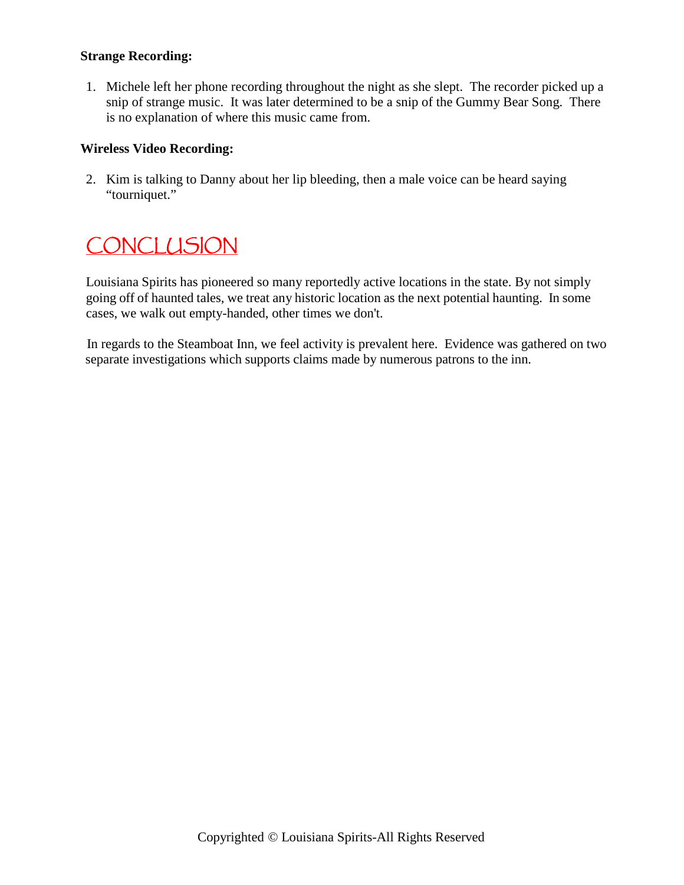**Strange Recording:**

1. Michele left her phone recording throughout the night as she slept. The recorder picked up a snip of strange music. It was later determined to be a snip of the Gummy Bear Song. There is no explanation of where this music came from.

**Wireless Video Recording:**

2. Kim is talking to Danny about her lip bleeding, then a male voice can be heard saying "tourniquet."

# CONCLUSION

Louisiana Spirits has pioneered so many reportedly active locations in the state. By not simply going off of haunted tales, we treat any historic location as the next potential haunting. In some cases, we walk out empty-handed, other times we don't.

In regards to the Steamboat Inn, we feel activity is prevalent here. Evidence was gathered on two separate investigations which supports claims made by numerous patrons to the inn.

Copyrighted © Louisiana Spirits-All Rights Reserved